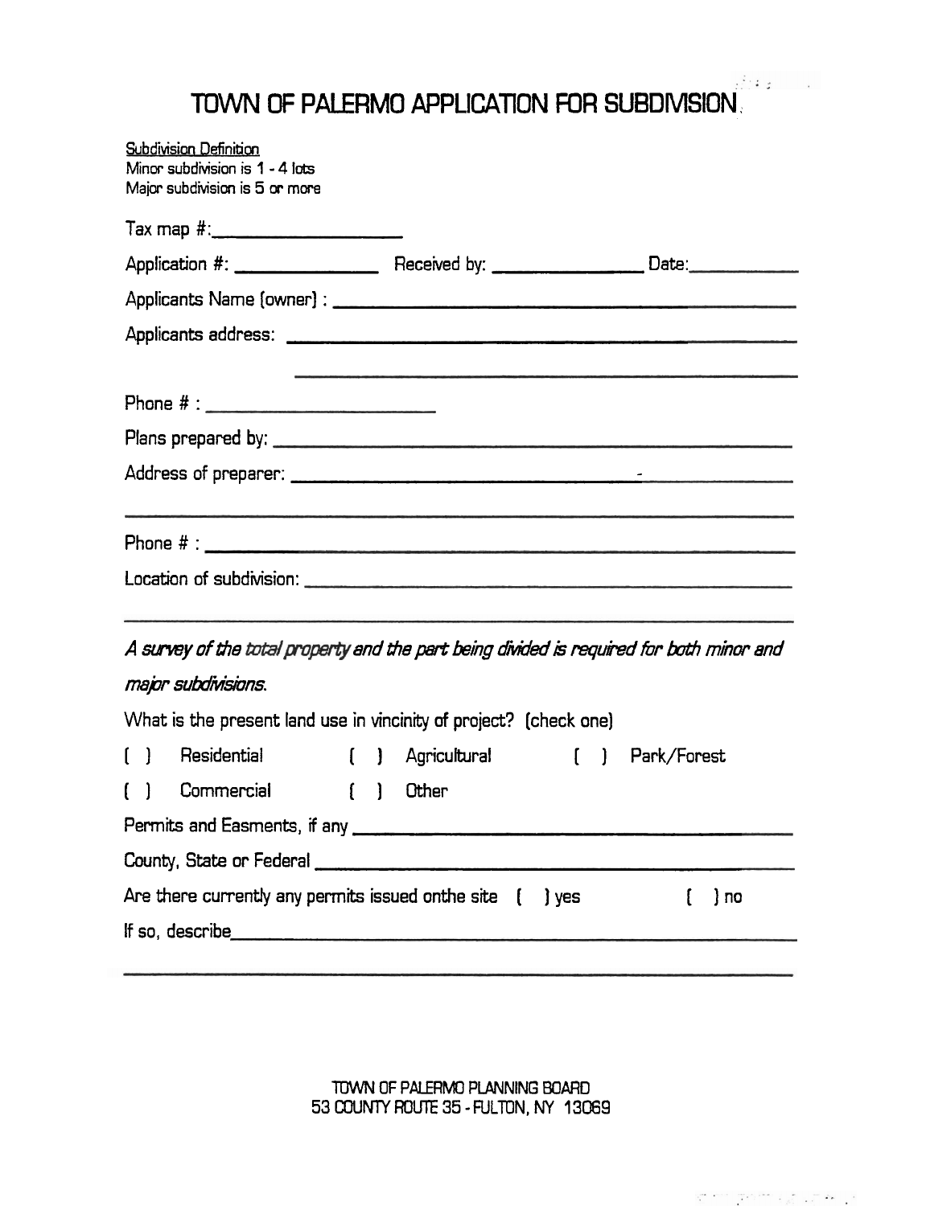# TOWN OF PALERMO APPLICATION FOR SUBDIVISION

Subdivision Definition
Minor subdivision is 1 - 4 lots
Major subdivision is 5 or more

Tax map #:____________________

Application #: ________________ Received by: ________________ Date:____________

Applicants Name (owner) : ______________________________________________

Applicants address: ______________________________________________

______________________________________________

Phone # : ________________________

Plans prepared by: ______________________________________________

Address of preparer: ______________________________________________

______________________________________________

Phone # : ______________________________________________

Location of subdivision: ______________________________________________

______________________________________________

*A survey of the total property and the part being divided is required for both minor and major subdivisions.*

What is the present land use in vincinity of project? (check one)

[ ] Residential [ ] Agricultural [ ] Park/Forest

[ ] Commercial [ ] Other

Permits and Easments, if any ______________________________________________

County, State or Federal ______________________________________________

Are there currently any permits issued onthe site [ ] yes [ ] no

If so, describe______________________________________________

______________________________________________

TOWN OF PALERMO PLANNING BOARD
53 COUNTY ROUTE 35 - FULTON, NY 13069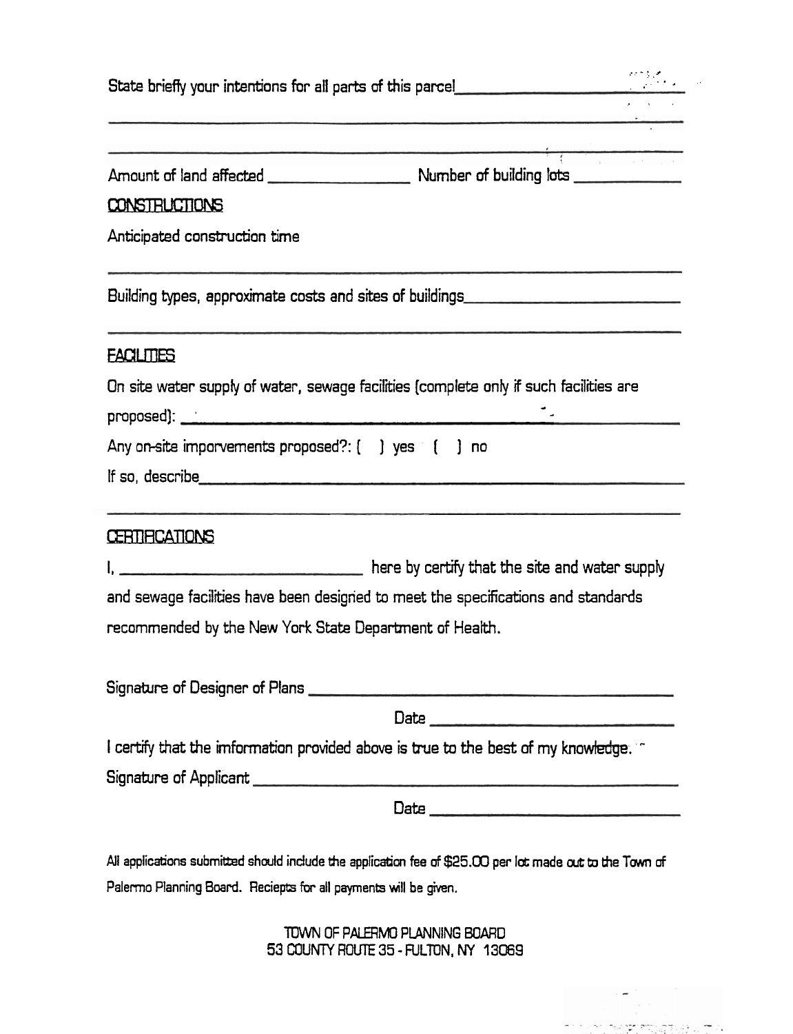State briefly your intentions for all parts of this parcel\_\_\_\_\_\_\_\_\_\_\_\_\_\_\_\_\_\_\_\_

\_\_\_\_\_\_\_\_\_\_\_\_\_\_\_\_\_\_\_\_\_\_\_\_\_\_\_\_\_\_\_\_\_\_\_\_\_\_\_\_\_\_\_\_\_\_\_\_\_\_\_\_\_\_\_\_\_\_

\_\_\_\_\_\_\_\_\_\_\_\_\_\_\_\_\_\_\_\_\_\_\_\_\_\_\_\_\_\_\_\_\_\_\_\_\_\_\_\_\_\_\_\_\_\_\_\_\_\_\_\_\_\_\_\_\_\_

Amount of land affected \_\_\_\_\_\_\_\_\_\_\_\_\_\_\_\_ Number of building lots \_\_\_\_\_\_\_\_\_\_\_\_

## CONSTRUCTIONS

Anticipated construction time

\_\_\_\_\_\_\_\_\_\_\_\_\_\_\_\_\_\_\_\_\_\_\_\_\_\_\_\_\_\_\_\_\_\_\_\_\_\_\_\_\_\_\_\_\_\_\_\_\_\_\_\_\_\_\_\_\_\_

Building types, approximate costs and sites of buildings\_\_\_\_\_\_\_\_\_\_\_\_\_\_\_\_\_\_\_\_\_\_\_\_

\_\_\_\_\_\_\_\_\_\_\_\_\_\_\_\_\_\_\_\_\_\_\_\_\_\_\_\_\_\_\_\_\_\_\_\_\_\_\_\_\_\_\_\_\_\_\_\_\_\_\_\_\_\_\_\_\_\_

## FACILITIES

On site water supply of water, sewage facilities (complete only if such facilities are proposed): \_\_\_\_\_\_\_\_\_\_\_\_\_\_\_\_\_\_\_\_\_\_\_\_\_\_\_\_\_\_\_\_\_\_\_\_\_\_\_\_\_\_\_\_\_\_\_\_\_\_

Any on-site imporvements proposed?: ( ) yes ( ) no

If so, describe\_\_\_\_\_\_\_\_\_\_\_\_\_\_\_\_\_\_\_\_\_\_\_\_\_\_\_\_\_\_\_\_\_\_\_\_\_\_\_\_\_\_\_\_\_\_\_\_\_\_

\_\_\_\_\_\_\_\_\_\_\_\_\_\_\_\_\_\_\_\_\_\_\_\_\_\_\_\_\_\_\_\_\_\_\_\_\_\_\_\_\_\_\_\_\_\_\_\_\_\_\_\_\_\_\_\_\_\_

## CERTIFICATIONS

I, \_\_\_\_\_\_\_\_\_\_\_\_\_\_\_\_\_\_\_\_\_\_\_\_\_\_\_\_ here by certify that the site and water supply and sewage facilities have been designed to meet the specifications and standards recommended by the New York State Department of Health.

Signature of Designer of Plans \_\_\_\_\_\_\_\_\_\_\_\_\_\_\_\_\_\_\_\_\_\_\_\_\_\_\_\_\_\_\_\_\_\_\_\_\_\_\_\_

Date \_\_\_\_\_\_\_\_\_\_\_\_\_\_\_\_\_\_\_\_\_\_\_\_\_\_\_\_

I certify that the information provided above is true to the best of my knowledge.

Signature of Applicant \_\_\_\_\_\_\_\_\_\_\_\_\_\_\_\_\_\_\_\_\_\_\_\_\_\_\_\_\_\_\_\_\_\_\_\_\_\_\_\_\_\_\_\_

Date \_\_\_\_\_\_\_\_\_\_\_\_\_\_\_\_\_\_\_\_\_\_\_\_\_\_\_\_

All applications submitted should include the application fee of $25.00 per lot made out to the Town of Palermo Planning Board. Reciepts for all payments will be given.

TOWN OF PALERMO PLANNING BOARD
53 COUNTY ROUTE 35 - FULTON, NY 13069